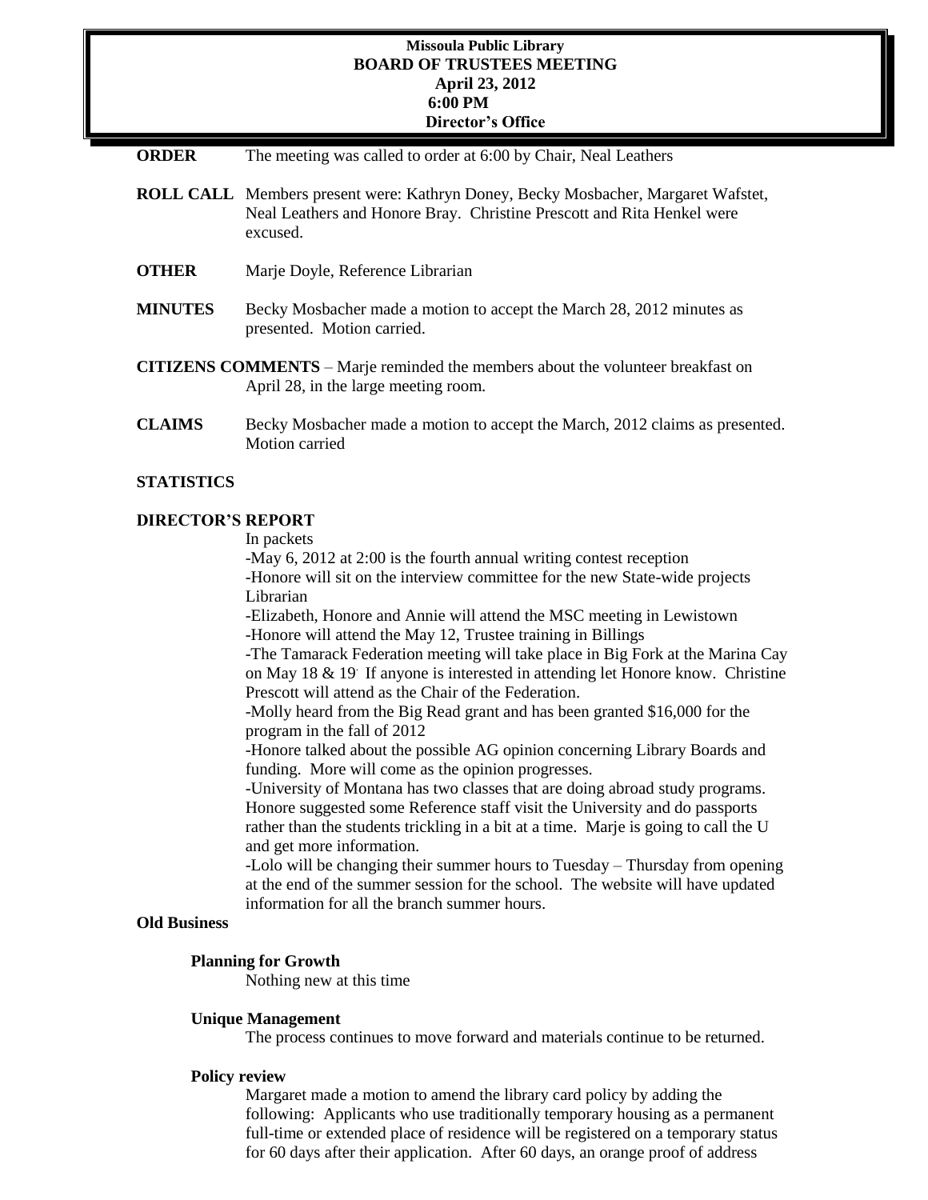**Missoula Public Library**
**BOARD OF TRUSTEES MEETING**
**April 23, 2012**
**6:00 PM**
**Director's Office**

**ORDER** The meeting was called to order at 6:00 by Chair, Neal Leathers

**ROLL CALL** Members present were: Kathryn Doney, Becky Mosbacher, Margaret Wafstet, Neal Leathers and Honore Bray. Christine Prescott and Rita Henkel were excused.

**OTHER** Marje Doyle, Reference Librarian

**MINUTES** Becky Mosbacher made a motion to accept the March 28, 2012 minutes as presented. Motion carried.

**CITIZENS COMMENTS** – Marje reminded the members about the volunteer breakfast on April 28, in the large meeting room.

**CLAIMS** Becky Mosbacher made a motion to accept the March, 2012 claims as presented. Motion carried

**STATISTICS**

**DIRECTOR'S REPORT**

In packets

-May 6, 2012 at 2:00 is the fourth annual writing contest reception

-Honore will sit on the interview committee for the new State-wide projects Librarian

-Elizabeth, Honore and Annie will attend the MSC meeting in Lewistown

-Honore will attend the May 12, Trustee training in Billings

-The Tamarack Federation meeting will take place in Big Fork at the Marina Cay on May 18 & 19. If anyone is interested in attending let Honore know. Christine Prescott will attend as the Chair of the Federation.

-Molly heard from the Big Read grant and has been granted $16,000 for the program in the fall of 2012

-Honore talked about the possible AG opinion concerning Library Boards and funding. More will come as the opinion progresses.

-University of Montana has two classes that are doing abroad study programs. Honore suggested some Reference staff visit the University and do passports rather than the students trickling in a bit at a time. Marje is going to call the U and get more information.

-Lolo will be changing their summer hours to Tuesday – Thursday from opening at the end of the summer session for the school. The website will have updated information for all the branch summer hours.

**Old Business**

**Planning for Growth**

Nothing new at this time

**Unique Management**

The process continues to move forward and materials continue to be returned.

**Policy review**

Margaret made a motion to amend the library card policy by adding the following: Applicants who use traditionally temporary housing as a permanent full-time or extended place of residence will be registered on a temporary status for 60 days after their application. After 60 days, an orange proof of address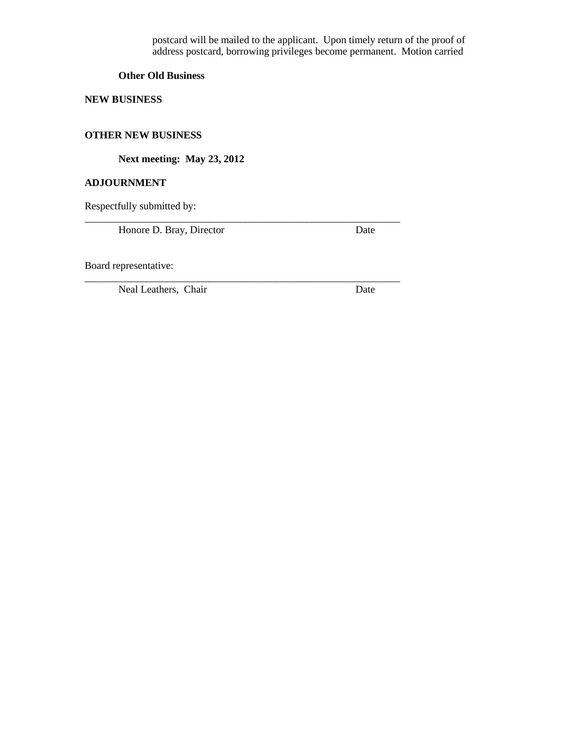postcard will be mailed to the applicant. Upon timely return of the proof of address postcard, borrowing privileges become permanent. Motion carried

**Other Old Business**

**NEW BUSINESS**

**OTHER NEW BUSINESS**

**Next meeting: May 23, 2012**

**ADJOURNMENT**

Respectfully submitted by:

_______________________________________________________________

Honore D. Bray, Director Date

Board representative:

_______________________________________________________________

Neal Leathers, Chair Date